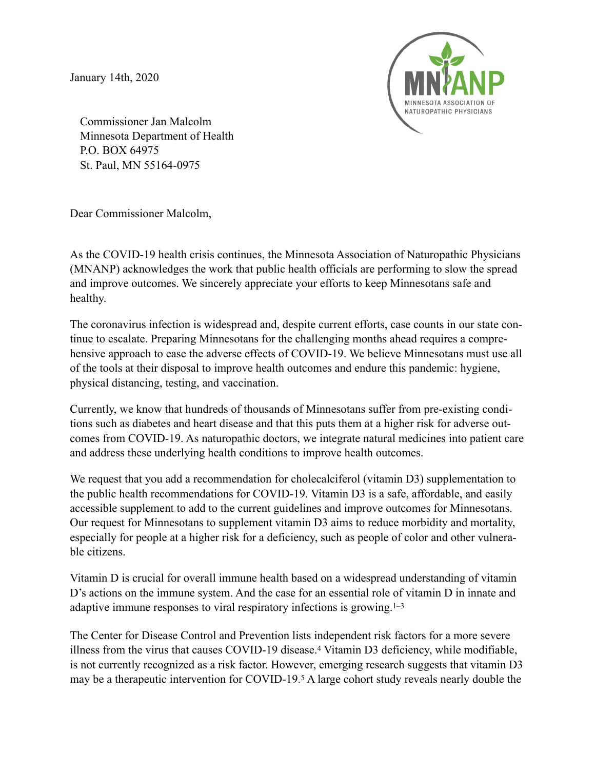January 14th, 2020

MINNESOTA ASSOCIATION OF NATUROPATHIC PHYSICIANS

Commissioner Jan Malcolm
Minnesota Department of Health
P.O. BOX 64975
St. Paul, MN 55164-0975

Dear Commissioner Malcolm,

As the COVID-19 health crisis continues, the Minnesota Association of Naturopathic Physicians (MNANP) acknowledges the work that public health officials are performing to slow the spread and improve outcomes. We sincerely appreciate your efforts to keep Minnesotans safe and healthy.

The coronavirus infection is widespread and, despite current efforts, case counts in our state continue to escalate. Preparing Minnesotans for the challenging months ahead requires a comprehensive approach to ease the adverse effects of COVID-19. We believe Minnesotans must use all of the tools at their disposal to improve health outcomes and endure this pandemic: hygiene, physical distancing, testing, and vaccination.

Currently, we know that hundreds of thousands of Minnesotans suffer from pre-existing conditions such as diabetes and heart disease and that this puts them at a higher risk for adverse outcomes from COVID-19. As naturopathic doctors, we integrate natural medicines into patient care and address these underlying health conditions to improve health outcomes.

We request that you add a recommendation for cholecalciferol (vitamin D3) supplementation to the public health recommendations for COVID-19. Vitamin D3 is a safe, affordable, and easily accessible supplement to add to the current guidelines and improve outcomes for Minnesotans. Our request for Minnesotans to supplement vitamin D3 aims to reduce morbidity and mortality, especially for people at a higher risk for a deficiency, such as people of color and other vulnerable citizens.

Vitamin D is crucial for overall immune health based on a widespread understanding of vitamin D's actions on the immune system. And the case for an essential role of vitamin D in innate and adaptive immune responses to viral respiratory infections is growing.[1–3]

The Center for Disease Control and Prevention lists independent risk factors for a more severe illness from the virus that causes COVID-19 disease.[4] Vitamin D3 deficiency, while modifiable, is not currently recognized as a risk factor. However, emerging research suggests that vitamin D3 may be a therapeutic intervention for COVID-19.[5] A large cohort study reveals nearly double the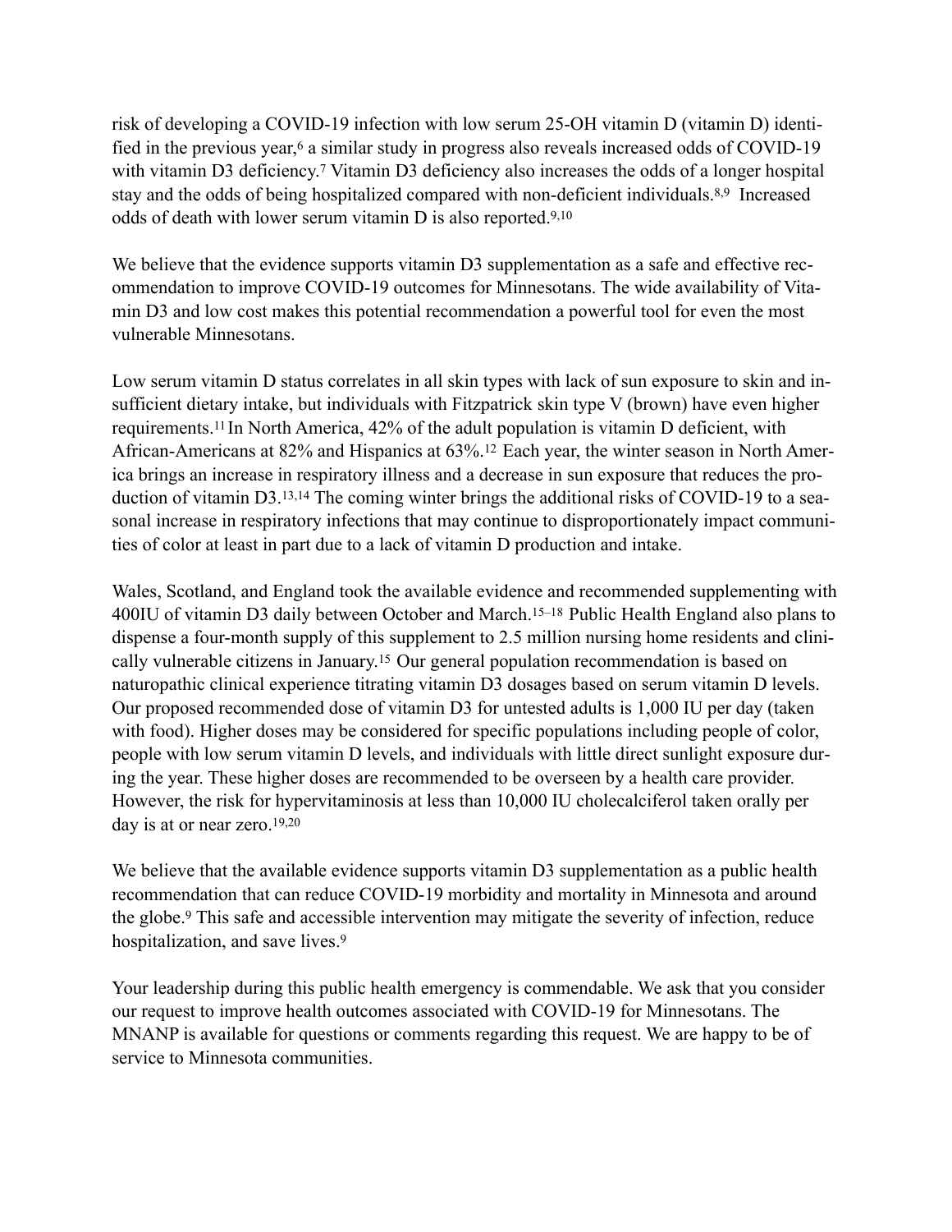risk of developing a COVID-19 infection with low serum 25-OH vitamin D (vitamin D) identified in the previous year,[6] a similar study in progress also reveals increased odds of COVID-19 with vitamin D3 deficiency.[7] Vitamin D3 deficiency also increases the odds of a longer hospital stay and the odds of being hospitalized compared with non-deficient individuals.[8,9] Increased odds of death with lower serum vitamin D is also reported.[9,10]

We believe that the evidence supports vitamin D3 supplementation as a safe and effective recommendation to improve COVID-19 outcomes for Minnesotans. The wide availability of Vitamin D3 and low cost makes this potential recommendation a powerful tool for even the most vulnerable Minnesotans.

Low serum vitamin D status correlates in all skin types with lack of sun exposure to skin and insufficient dietary intake, but individuals with Fitzpatrick skin type V (brown) have even higher requirements.[11] In North America, 42% of the adult population is vitamin D deficient, with African-Americans at 82% and Hispanics at 63%.[12] Each year, the winter season in North America brings an increase in respiratory illness and a decrease in sun exposure that reduces the production of vitamin D3.[13,14] The coming winter brings the additional risks of COVID-19 to a seasonal increase in respiratory infections that may continue to disproportionately impact communities of color at least in part due to a lack of vitamin D production and intake.

Wales, Scotland, and England took the available evidence and recommended supplementing with 400IU of vitamin D3 daily between October and March.[15–18] Public Health England also plans to dispense a four-month supply of this supplement to 2.5 million nursing home residents and clinically vulnerable citizens in January.[15] Our general population recommendation is based on naturopathic clinical experience titrating vitamin D3 dosages based on serum vitamin D levels. Our proposed recommended dose of vitamin D3 for untested adults is 1,000 IU per day (taken with food). Higher doses may be considered for specific populations including people of color, people with low serum vitamin D levels, and individuals with little direct sunlight exposure during the year. These higher doses are recommended to be overseen by a health care provider. However, the risk for hypervitaminosis at less than 10,000 IU cholecalciferol taken orally per day is at or near zero.[19,20]

We believe that the available evidence supports vitamin D3 supplementation as a public health recommendation that can reduce COVID-19 morbidity and mortality in Minnesota and around the globe.[9] This safe and accessible intervention may mitigate the severity of infection, reduce hospitalization, and save lives.[9]

Your leadership during this public health emergency is commendable. We ask that you consider our request to improve health outcomes associated with COVID-19 for Minnesotans. The MNANP is available for questions or comments regarding this request. We are happy to be of service to Minnesota communities.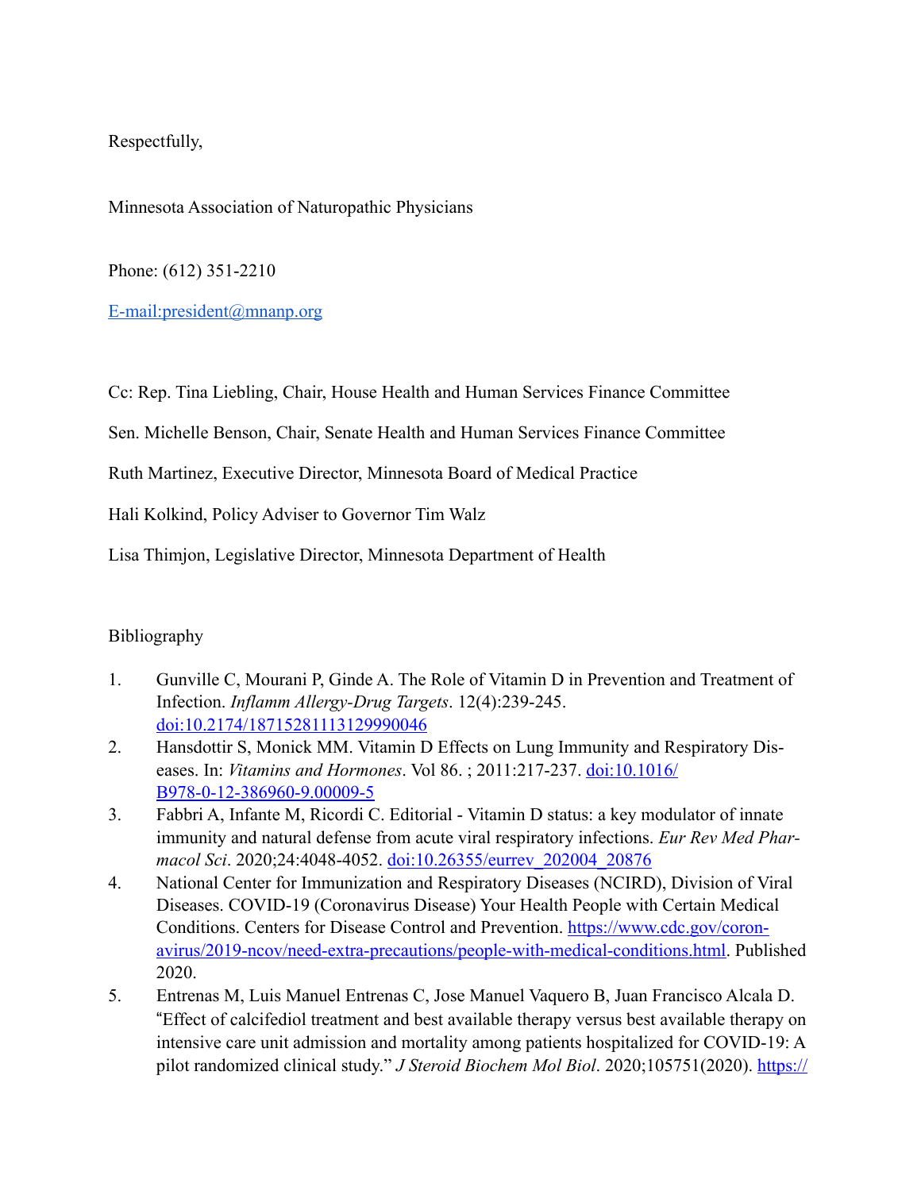Respectfully,

Minnesota Association of Naturopathic Physicians

Phone: (612) 351-2210

E-mail:president@mnanp.org

Cc: Rep. Tina Liebling, Chair, House Health and Human Services Finance Committee

Sen. Michelle Benson, Chair, Senate Health and Human Services Finance Committee

Ruth Martinez, Executive Director, Minnesota Board of Medical Practice

Hali Kolkind, Policy Adviser to Governor Tim Walz

Lisa Thimjon, Legislative Director, Minnesota Department of Health

Bibliography

1. Gunville C, Mourani P, Ginde A. The Role of Vitamin D in Prevention and Treatment of Infection. *Inflamm Allergy-Drug Targets*. 12(4):239-245. doi:10.2174/18715281113129990046
2. Hansdottir S, Monick MM. Vitamin D Effects on Lung Immunity and Respiratory Diseases. In: *Vitamins and Hormones*. Vol 86. ; 2011:217-237. doi:10.1016/B978-0-12-386960-9.00009-5
3. Fabbri A, Infante M, Ricordi C. Editorial - Vitamin D status: a key modulator of innate immunity and natural defense from acute viral respiratory infections. *Eur Rev Med Pharmacol Sci*. 2020;24:4048-4052. doi:10.26355/eurrev_202004_20876
4. National Center for Immunization and Respiratory Diseases (NCIRD), Division of Viral Diseases. COVID-19 (Coronavirus Disease) Your Health People with Certain Medical Conditions. Centers for Disease Control and Prevention. https://www.cdc.gov/coronavirus/2019-ncov/need-extra-precautions/people-with-medical-conditions.html. Published 2020.
5. Entrenas M, Luis Manuel Entrenas C, Jose Manuel Vaquero B, Juan Francisco Alcala D. "Effect of calcifediol treatment and best available therapy versus best available therapy on intensive care unit admission and mortality among patients hospitalized for COVID-19: A pilot randomized clinical study." *J Steroid Biochem Mol Biol*. 2020;105751(2020). https://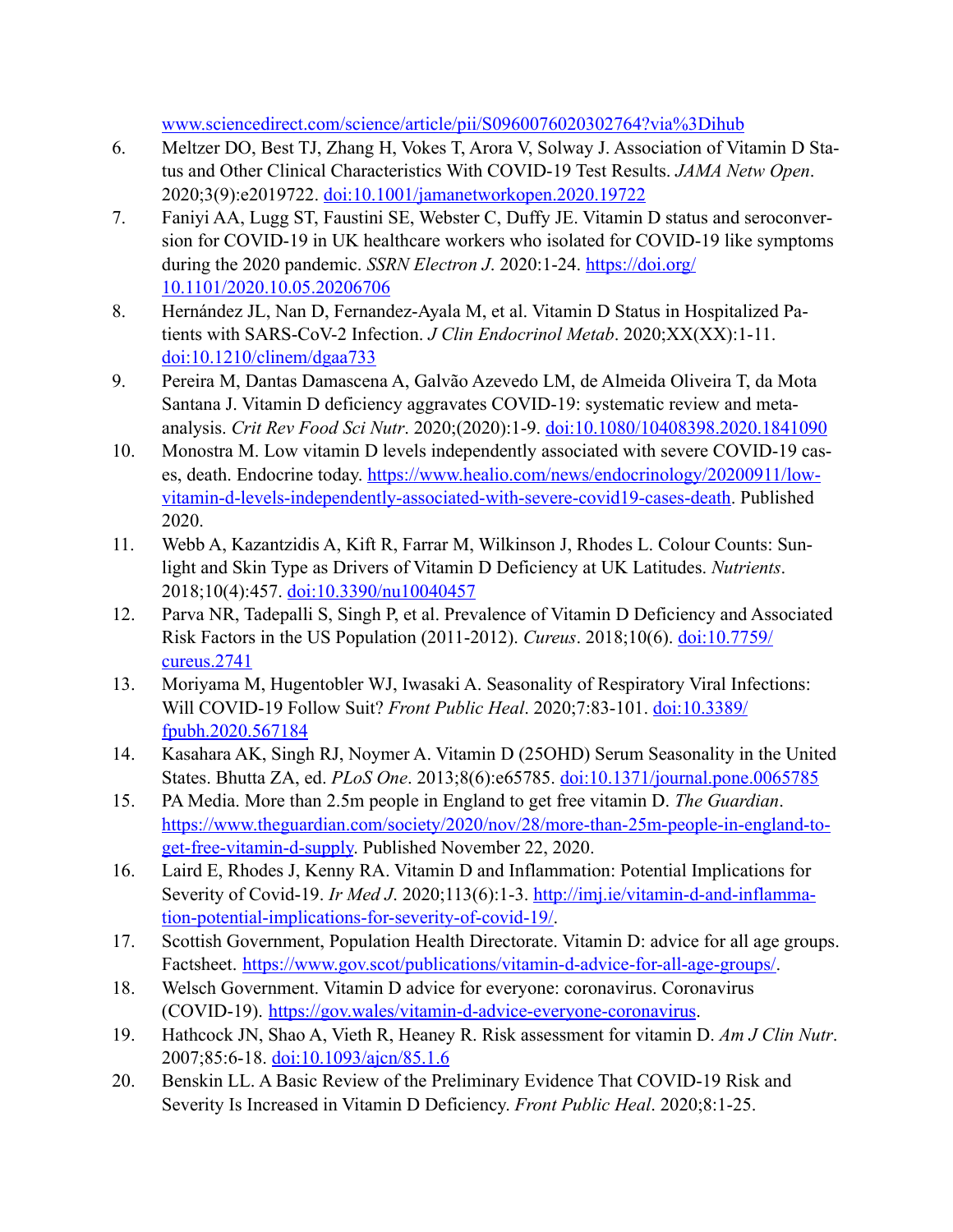www.sciencedirect.com/science/article/pii/S0960076020302764?via%3Dihub

6. Meltzer DO, Best TJ, Zhang H, Vokes T, Arora V, Solway J. Association of Vitamin D Status and Other Clinical Characteristics With COVID-19 Test Results. *JAMA Netw Open*. 2020;3(9):e2019722. doi:10.1001/jamanetworkopen.2020.19722
7. Faniyi AA, Lugg ST, Faustini SE, Webster C, Duffy JE. Vitamin D status and seroconversion for COVID-19 in UK healthcare workers who isolated for COVID-19 like symptoms during the 2020 pandemic. *SSRN Electron J*. 2020:1-24. https://doi.org/10.1101/2020.10.05.20206706
8. Hernández JL, Nan D, Fernandez-Ayala M, et al. Vitamin D Status in Hospitalized Patients with SARS-CoV-2 Infection. *J Clin Endocrinol Metab*. 2020;XX(XX):1-11. doi:10.1210/clinem/dgaa733
9. Pereira M, Dantas Damascena A, Galvão Azevedo LM, de Almeida Oliveira T, da Mota Santana J. Vitamin D deficiency aggravates COVID-19: systematic review and meta-analysis. *Crit Rev Food Sci Nutr*. 2020;(2020):1-9. doi:10.1080/10408398.2020.1841090
10. Monostra M. Low vitamin D levels independently associated with severe COVID-19 cases, death. Endocrine today. https://www.healio.com/news/endocrinology/20200911/low-vitamin-d-levels-independently-associated-with-severe-covid19-cases-death. Published 2020.
11. Webb A, Kazantzidis A, Kift R, Farrar M, Wilkinson J, Rhodes L. Colour Counts: Sunlight and Skin Type as Drivers of Vitamin D Deficiency at UK Latitudes. *Nutrients*. 2018;10(4):457. doi:10.3390/nu10040457
12. Parva NR, Tadepalli S, Singh P, et al. Prevalence of Vitamin D Deficiency and Associated Risk Factors in the US Population (2011-2012). *Cureus*. 2018;10(6). doi:10.7759/cureus.2741
13. Moriyama M, Hugentobler WJ, Iwasaki A. Seasonality of Respiratory Viral Infections: Will COVID-19 Follow Suit? *Front Public Heal*. 2020;7:83-101. doi:10.3389/fpubh.2020.567184
14. Kasahara AK, Singh RJ, Noymer A. Vitamin D (25OHD) Serum Seasonality in the United States. Bhutta ZA, ed. *PLoS One*. 2013;8(6):e65785. doi:10.1371/journal.pone.0065785
15. PA Media. More than 2.5m people in England to get free vitamin D. *The Guardian*. https://www.theguardian.com/society/2020/nov/28/more-than-25m-people-in-england-to-get-free-vitamin-d-supply. Published November 22, 2020.
16. Laird E, Rhodes J, Kenny RA. Vitamin D and Inflammation: Potential Implications for Severity of Covid-19. *Ir Med J*. 2020;113(6):1-3. http://imj.ie/vitamin-d-and-inflammation-potential-implications-for-severity-of-covid-19/.
17. Scottish Government, Population Health Directorate. Vitamin D: advice for all age groups. Factsheet. https://www.gov.scot/publications/vitamin-d-advice-for-all-age-groups/.
18. Welsch Government. Vitamin D advice for everyone: coronavirus. Coronavirus (COVID-19). https://gov.wales/vitamin-d-advice-everyone-coronavirus.
19. Hathcock JN, Shao A, Vieth R, Heaney R. Risk assessment for vitamin D. *Am J Clin Nutr*. 2007;85:6-18. doi:10.1093/ajcn/85.1.6
20. Benskin LL. A Basic Review of the Preliminary Evidence That COVID-19 Risk and Severity Is Increased in Vitamin D Deficiency. *Front Public Heal*. 2020;8:1-25.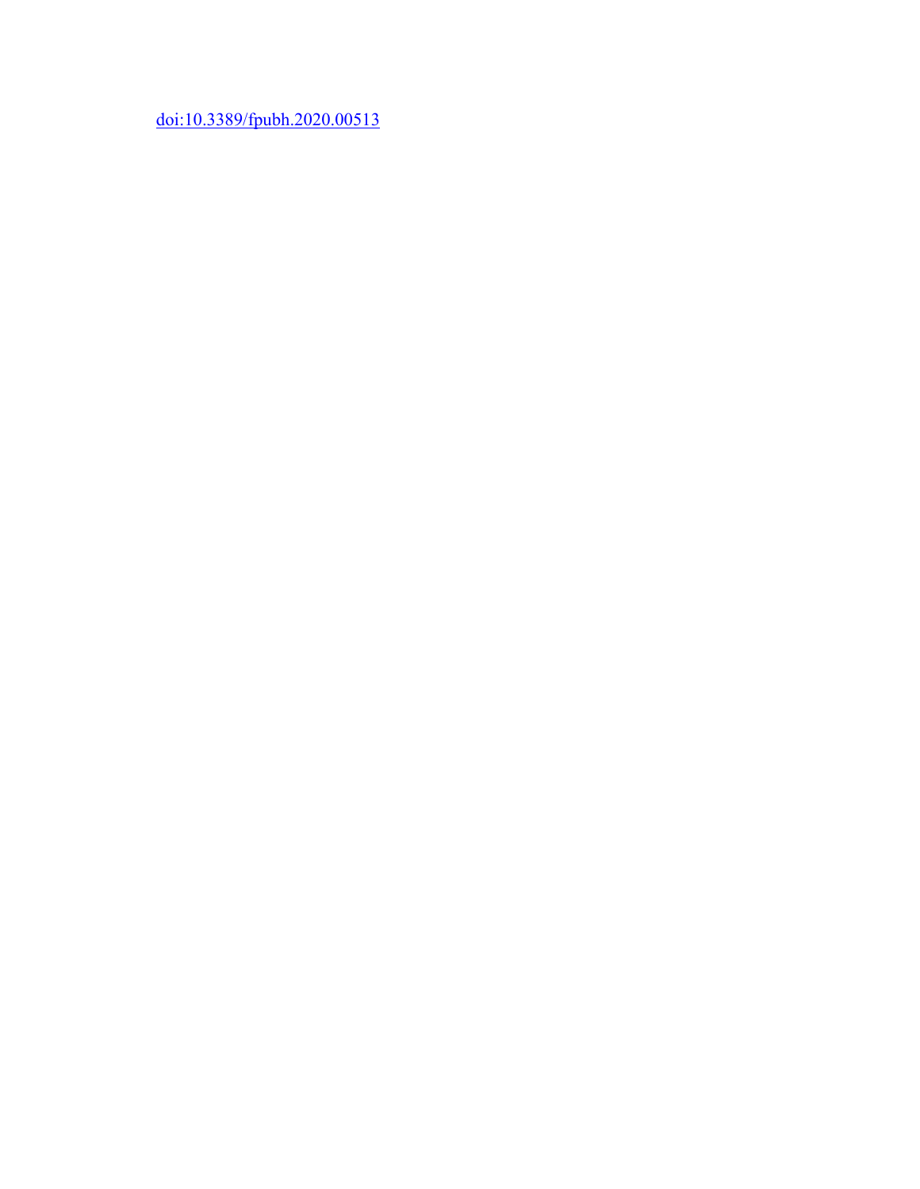doi:10.3389/fpubh.2020.00513